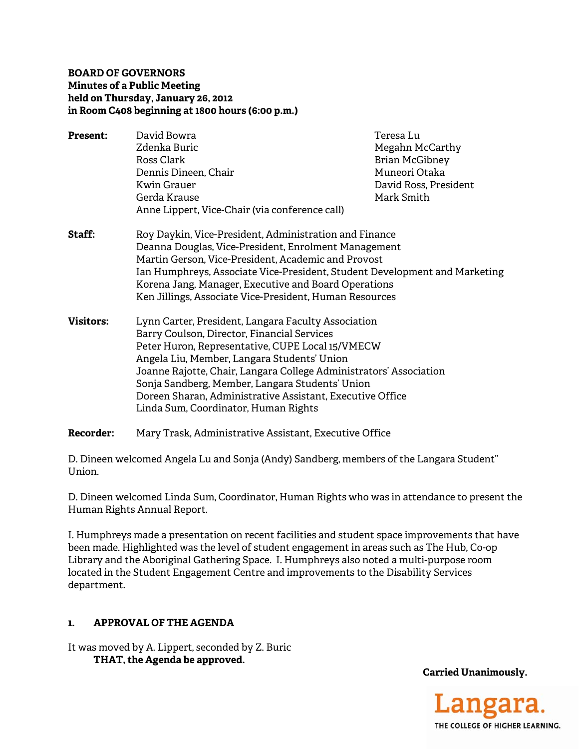**BOARD OF GOVERNORS**
**Minutes of a Public Meeting**
**held on Thursday, January 26, 2012**
**in Room C408 beginning at 1800 hours (6:00 p.m.)**

**Present:** David Bowra
Zdenka Buric
Ross Clark
Dennis Dineen, Chair
Kwin Grauer
Gerda Krause
Anne Lippert, Vice-Chair (via conference call)
Teresa Lu
Megahn McCarthy
Brian McGibney
Muneori Otaka
David Ross, President
Mark Smith

**Staff:** Roy Daykin, Vice-President, Administration and Finance
Deanna Douglas, Vice-President, Enrolment Management
Martin Gerson, Vice-President, Academic and Provost
Ian Humphreys, Associate Vice-President, Student Development and Marketing
Korena Jang, Manager, Executive and Board Operations
Ken Jillings, Associate Vice-President, Human Resources

**Visitors:** Lynn Carter, President, Langara Faculty Association
Barry Coulson, Director, Financial Services
Peter Huron, Representative, CUPE Local 15/VMECW
Angela Liu, Member, Langara Students' Union
Joanne Rajotte, Chair, Langara College Administrators' Association
Sonja Sandberg, Member, Langara Students' Union
Doreen Sharan, Administrative Assistant, Executive Office
Linda Sum, Coordinator, Human Rights

**Recorder:** Mary Trask, Administrative Assistant, Executive Office

D. Dineen welcomed Angela Lu and Sonja (Andy) Sandberg, members of the Langara Student" Union.

D. Dineen welcomed Linda Sum, Coordinator, Human Rights who was in attendance to present the Human Rights Annual Report.

I. Humphreys made a presentation on recent facilities and student space improvements that have been made. Highlighted was the level of student engagement in areas such as The Hub, Co-op Library and the Aboriginal Gathering Space. I. Humphreys also noted a multi-purpose room located in the Student Engagement Centre and improvements to the Disability Services department.

## 1. APPROVAL OF THE AGENDA

It was moved by A. Lippert, seconded by Z. Buric

**THAT, the Agenda be approved.**

**Carried Unanimously.**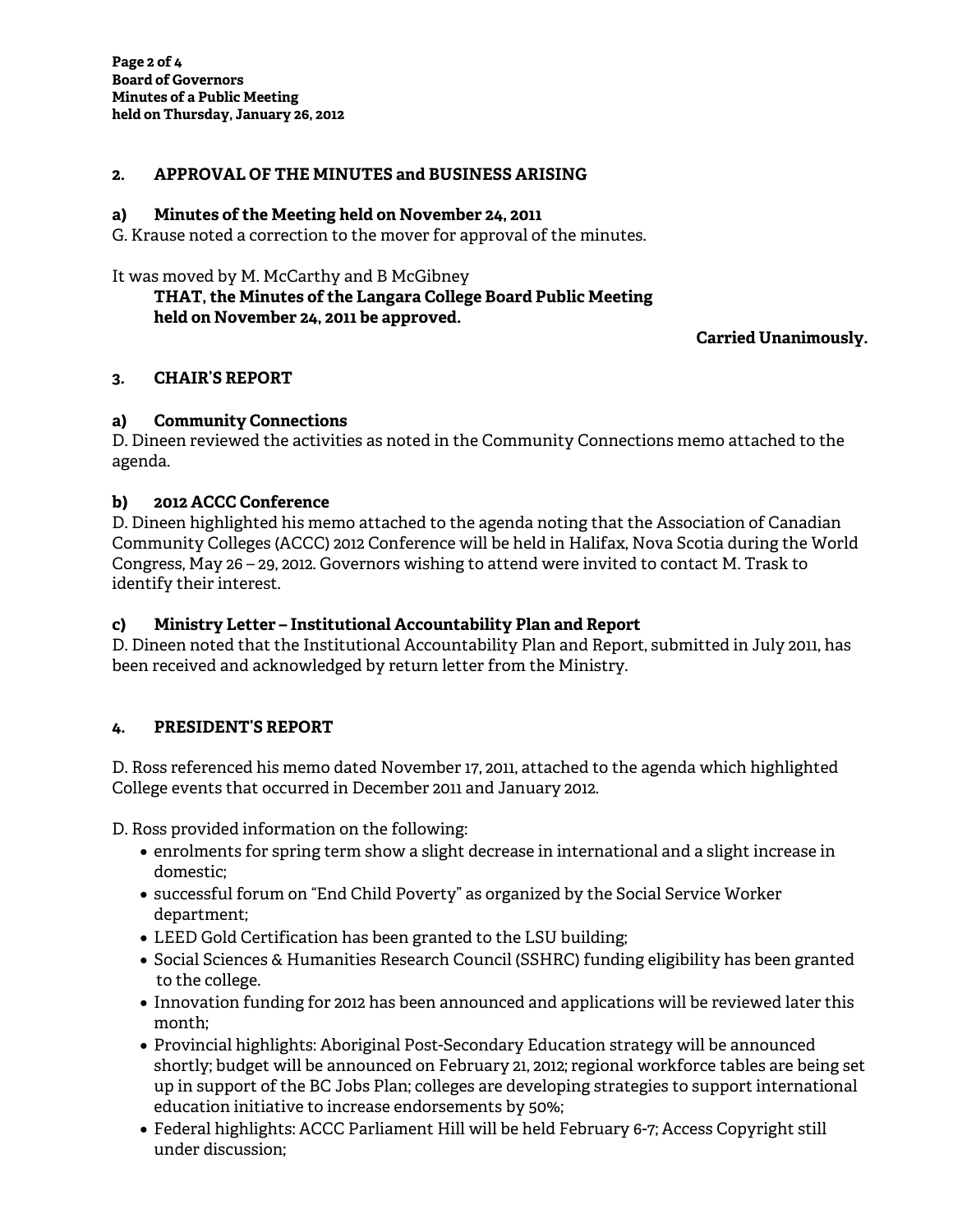## 2. APPROVAL OF THE MINUTES and BUSINESS ARISING

### a) Minutes of the Meeting held on November 24, 2011

G. Krause noted a correction to the mover for approval of the minutes.

It was moved by M. McCarthy and B McGibney

> **THAT, the Minutes of the Langara College Board Public Meeting held on November 24, 2011 be approved.**

**Carried Unanimously.**

## 3. CHAIR'S REPORT

### a) Community Connections

D. Dineen reviewed the activities as noted in the Community Connections memo attached to the agenda.

### b) 2012 ACCC Conference

D. Dineen highlighted his memo attached to the agenda noting that the Association of Canadian Community Colleges (ACCC) 2012 Conference will be held in Halifax, Nova Scotia during the World Congress, May 26 – 29, 2012. Governors wishing to attend were invited to contact M. Trask to identify their interest.

### c) Ministry Letter – Institutional Accountability Plan and Report

D. Dineen noted that the Institutional Accountability Plan and Report, submitted in July 2011, has been received and acknowledged by return letter from the Ministry.

## 4. PRESIDENT'S REPORT

D. Ross referenced his memo dated November 17, 2011, attached to the agenda which highlighted College events that occurred in December 2011 and January 2012.

D. Ross provided information on the following:

- enrolments for spring term show a slight decrease in international and a slight increase in domestic;
- successful forum on "End Child Poverty" as organized by the Social Service Worker department;
- LEED Gold Certification has been granted to the LSU building;
- Social Sciences & Humanities Research Council (SSHRC) funding eligibility has been granted to the college.
- Innovation funding for 2012 has been announced and applications will be reviewed later this month;
- Provincial highlights: Aboriginal Post-Secondary Education strategy will be announced shortly; budget will be announced on February 21, 2012; regional workforce tables are being set up in support of the BC Jobs Plan; colleges are developing strategies to support international education initiative to increase endorsements by 50%;
- Federal highlights: ACCC Parliament Hill will be held February 6-7; Access Copyright still under discussion;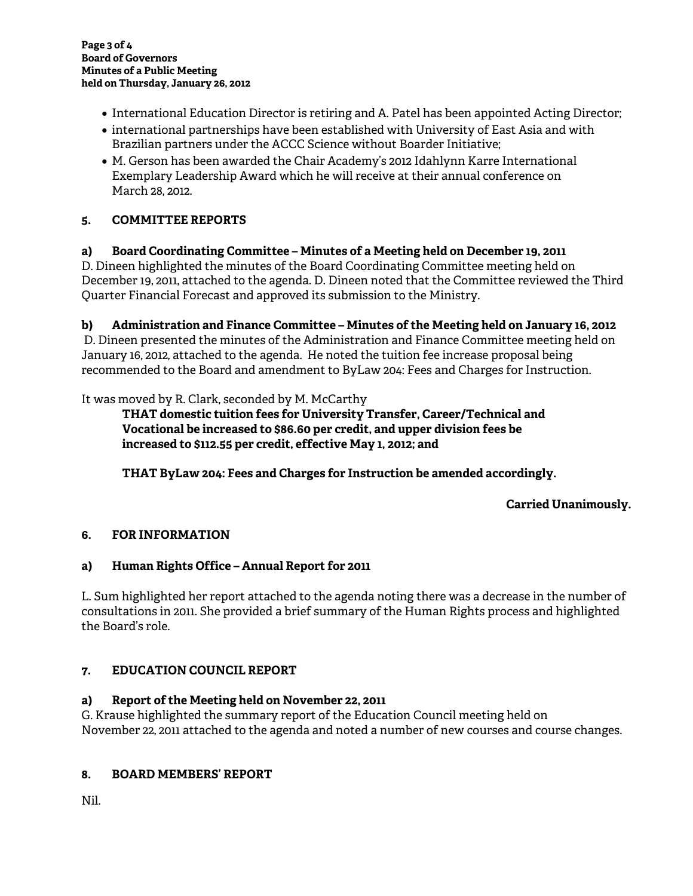- International Education Director is retiring and A. Patel has been appointed Acting Director;
- international partnerships have been established with University of East Asia and with Brazilian partners under the ACCC Science without Boarder Initiative;
- M. Gerson has been awarded the Chair Academy's 2012 Idahlynn Karre International Exemplary Leadership Award which he will receive at their annual conference on March 28, 2012.

## 5. COMMITTEE REPORTS

### a) Board Coordinating Committee – Minutes of a Meeting held on December 19, 2011

D. Dineen highlighted the minutes of the Board Coordinating Committee meeting held on December 19, 2011, attached to the agenda. D. Dineen noted that the Committee reviewed the Third Quarter Financial Forecast and approved its submission to the Ministry.

### b) Administration and Finance Committee – Minutes of the Meeting held on January 16, 2012

D. Dineen presented the minutes of the Administration and Finance Committee meeting held on January 16, 2012, attached to the agenda. He noted the tuition fee increase proposal being recommended to the Board and amendment to ByLaw 204: Fees and Charges for Instruction.

It was moved by R. Clark, seconded by M. McCarthy

> **THAT domestic tuition fees for University Transfer, Career/Technical and Vocational be increased to $86.60 per credit, and upper division fees be increased to $112.55 per credit, effective May 1, 2012; and**
>
> **THAT ByLaw 204: Fees and Charges for Instruction be amended accordingly.**

**Carried Unanimously.**

## 6. FOR INFORMATION

### a) Human Rights Office – Annual Report for 2011

L. Sum highlighted her report attached to the agenda noting there was a decrease in the number of consultations in 2011. She provided a brief summary of the Human Rights process and highlighted the Board's role.

## 7. EDUCATION COUNCIL REPORT

### a) Report of the Meeting held on November 22, 2011

G. Krause highlighted the summary report of the Education Council meeting held on November 22, 2011 attached to the agenda and noted a number of new courses and course changes.

## 8. BOARD MEMBERS' REPORT

Nil.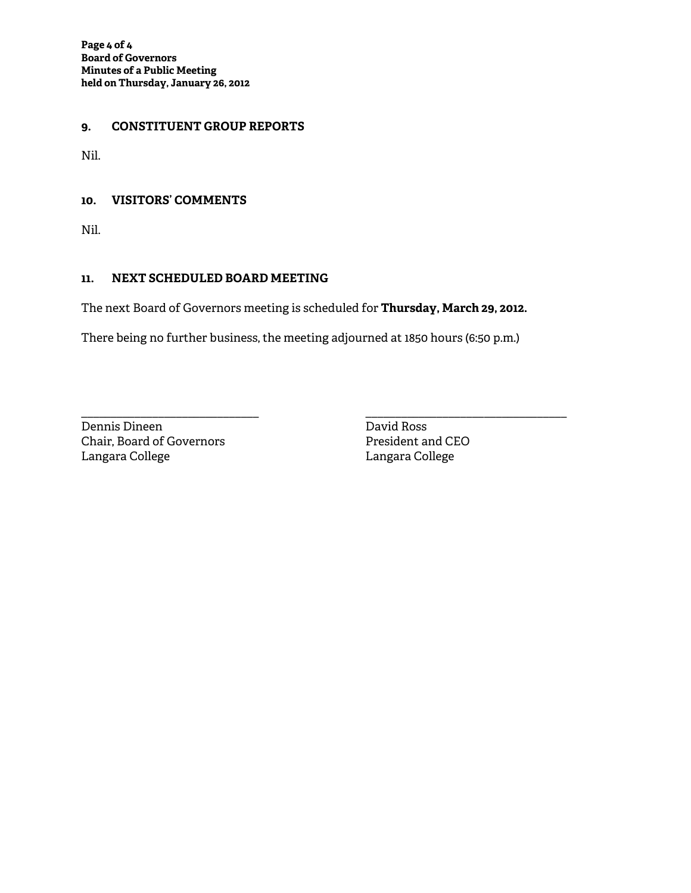## 9. CONSTITUENT GROUP REPORTS

Nil.

## 10. VISITORS' COMMENTS

Nil.

## 11. NEXT SCHEDULED BOARD MEETING

The next Board of Governors meeting is scheduled for **Thursday, March 29, 2012.**

There being no further business, the meeting adjourned at 1850 hours (6:50 p.m.)

\_\_\_\_\_\_\_\_\_\_\_\_\_\_\_\_\_\_\_\_\_\_\_\_\_\_\_\_\_\_
Dennis Dineen
Chair, Board of Governors
Langara College

\_\_\_\_\_\_\_\_\_\_\_\_\_\_\_\_\_\_\_\_\_\_\_\_\_\_\_\_\_\_
David Ross
President and CEO
Langara College